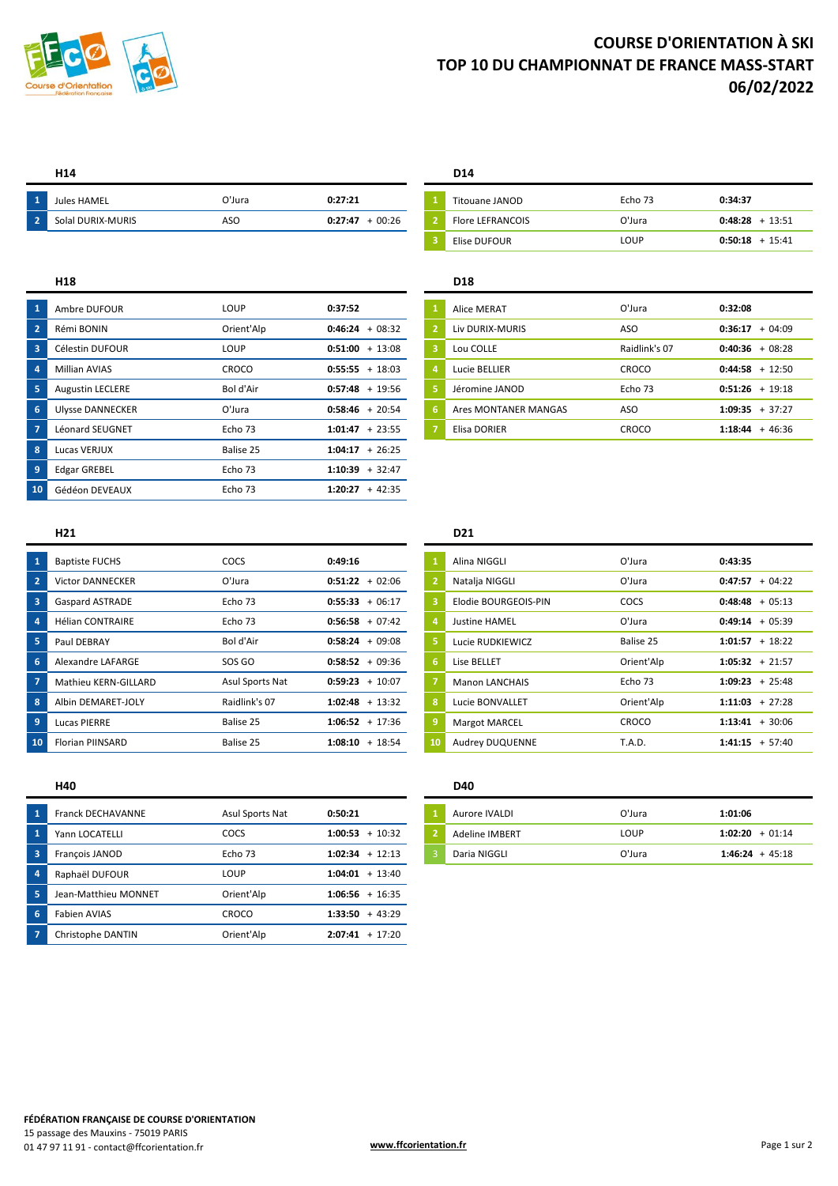# COURSE D'ORIENTATION À SKI
# TOP 10 DU CHAMPIONNAT DE FRANCE MASS-START
# 06/02/2022

### H14

| | | | | |
|---|---|---|---|---|
| 1 | Jules HAMEL | O'Jura | **0:27:21** | |
| 2 | Solal DURIX-MURIS | ASO | **0:27:47** | + 00:26 |

### D14

| | | | | |
|---|---|---|---|---|
| 1 | Titouane JANOD | Echo 73 | **0:34:37** | |
| 2 | Flore LEFRANCOIS | O'Jura | **0:48:28** | + 13:51 |
| 3 | Elise DUFOUR | LOUP | **0:50:18** | + 15:41 |

### H18

| | | | | |
|---|---|---|---|---|
| 1 | Ambre DUFOUR | LOUP | **0:37:52** | |
| 2 | Rémi BONIN | Orient'Alp | **0:46:24** | + 08:32 |
| 3 | Célestin DUFOUR | LOUP | **0:51:00** | + 13:08 |
| 4 | Millian AVIAS | CROCO | **0:55:55** | + 18:03 |
| 5 | Augustin LECLERE | Bol d'Air | **0:57:48** | + 19:56 |
| 6 | Ulysse DANNECKER | O'Jura | **0:58:46** | + 20:54 |
| 7 | Léonard SEUGNET | Echo 73 | **1:01:47** | + 23:55 |
| 8 | Lucas VERJUX | Balise 25 | **1:04:17** | + 26:25 |
| 9 | Edgar GREBEL | Echo 73 | **1:10:39** | + 32:47 |
| 10 | Gédéon DEVEAUX | Echo 73 | **1:20:27** | + 42:35 |

### D18

| | | | | |
|---|---|---|---|---|
| 1 | Alice MERAT | O'Jura | **0:32:08** | |
| 2 | Liv DURIX-MURIS | ASO | **0:36:17** | + 04:09 |
| 3 | Lou COLLE | Raidlink's 07 | **0:40:36** | + 08:28 |
| 4 | Lucie BELLIER | CROCO | **0:44:58** | + 12:50 |
| 5 | Jéromine JANOD | Echo 73 | **0:51:26** | + 19:18 |
| 6 | Ares MONTANER MANGAS | ASO | **1:09:35** | + 37:27 |
| 7 | Elisa DORIER | CROCO | **1:18:44** | + 46:36 |

### H21

| | | | | |
|---|---|---|---|---|
| 1 | Baptiste FUCHS | COCS | **0:49:16** | |
| 2 | Victor DANNECKER | O'Jura | **0:51:22** | + 02:06 |
| 3 | Gaspard ASTRADE | Echo 73 | **0:55:33** | + 06:17 |
| 4 | Hélian CONTRAIRE | Echo 73 | **0:56:58** | + 07:42 |
| 5 | Paul DEBRAY | Bol d'Air | **0:58:24** | + 09:08 |
| 6 | Alexandre LAFARGE | SOS GO | **0:58:52** | + 09:36 |
| 7 | Mathieu KERN-GILLARD | Asul Sports Nat | **0:59:23** | + 10:07 |
| 8 | Albin DEMARET-JOLY | Raidlink's 07 | **1:02:48** | + 13:32 |
| 9 | Lucas PIERRE | Balise 25 | **1:06:52** | + 17:36 |
| 10 | Florian PIINSARD | Balise 25 | **1:08:10** | + 18:54 |

### D21

| | | | | |
|---|---|---|---|---|
| 1 | Alina NIGGLI | O'Jura | **0:43:35** | |
| 2 | Natalja NIGGLI | O'Jura | **0:47:57** | + 04:22 |
| 3 | Elodie BOURGEOIS-PIN | COCS | **0:48:48** | + 05:13 |
| 4 | Justine HAMEL | O'Jura | **0:49:14** | + 05:39 |
| 5 | Lucie RUDKIEWICZ | Balise 25 | **1:01:57** | + 18:22 |
| 6 | Lise BELLET | Orient'Alp | **1:05:32** | + 21:57 |
| 7 | Manon LANCHAIS | Echo 73 | **1:09:23** | + 25:48 |
| 8 | Lucie BONVALLET | Orient'Alp | **1:11:03** | + 27:28 |
| 9 | Margot MARCEL | CROCO | **1:13:41** | + 30:06 |
| 10 | Audrey DUQUENNE | T.A.D. | **1:41:15** | + 57:40 |

### H40

| | | | | |
|---|---|---|---|---|
| 1 | Franck DECHAVANNE | Asul Sports Nat | **0:50:21** | |
| 1 | Yann LOCATELLI | COCS | **1:00:53** | + 10:32 |
| 3 | François JANOD | Echo 73 | **1:02:34** | + 12:13 |
| 4 | Raphaël DUFOUR | LOUP | **1:04:01** | + 13:40 |
| 5 | Jean-Matthieu MONNET | Orient'Alp | **1:06:56** | + 16:35 |
| 6 | Fabien AVIAS | CROCO | **1:33:50** | + 43:29 |
| 7 | Christophe DANTIN | Orient'Alp | **2:07:41** | + 17:20 |

### D40

| | | | | |
|---|---|---|---|---|
| 1 | Aurore IVALDI | O'Jura | **1:01:06** | |
| 2 | Adeline IMBERT | LOUP | **1:02:20** | + 01:14 |
| 3 | Daria NIGGLI | O'Jura | **1:46:24** | + 45:18 |

**FÉDÉRATION FRANÇAISE DE COURSE D'ORIENTATION**
15 passage des Mauxins - 75019 PARIS
01 47 97 11 91 - contact@ffcorientation.fr

www.ffcorientation.fr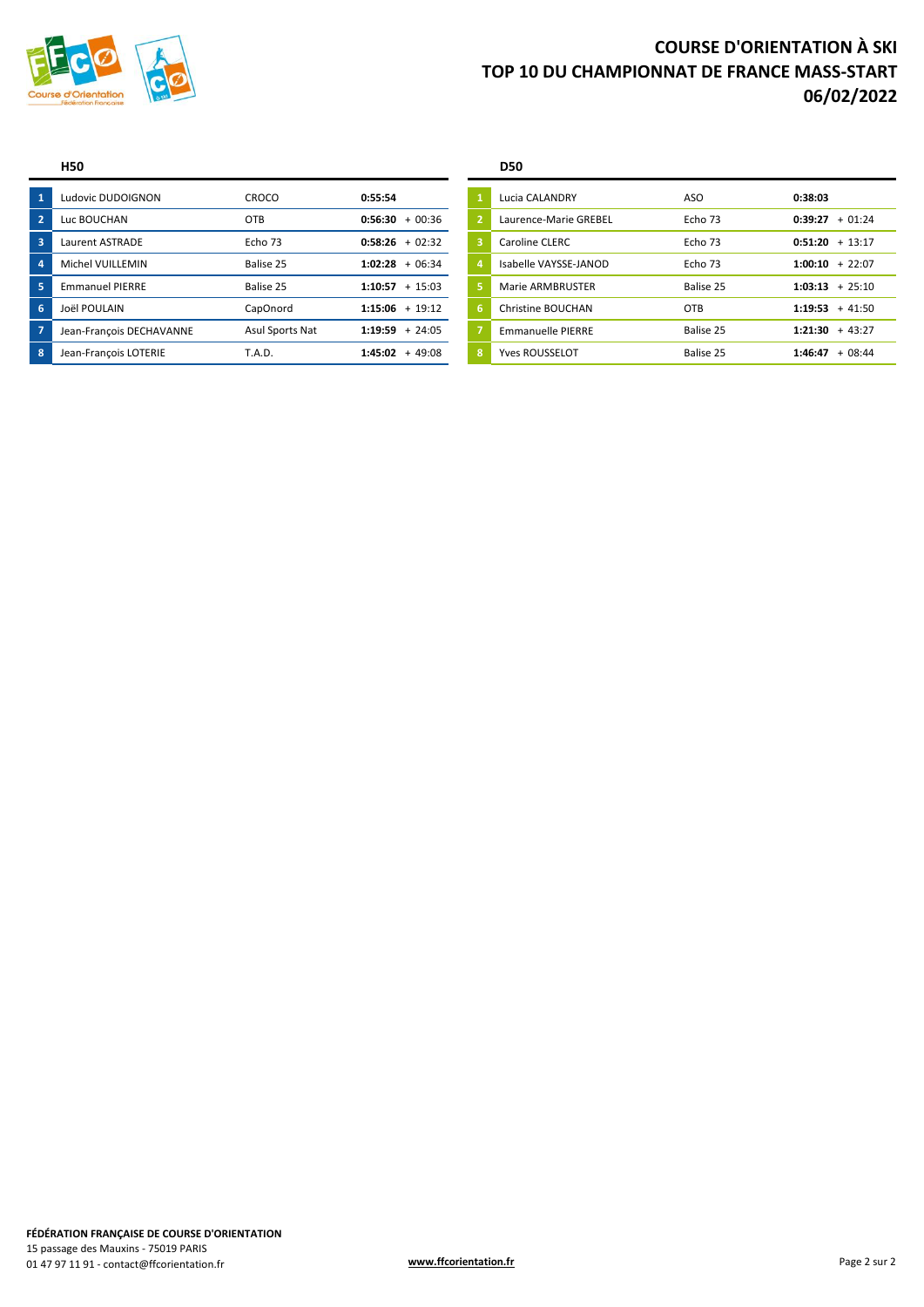# COURSE D'ORIENTATION À SKI
# TOP 10 DU CHAMPIONNAT DE FRANCE MASS-START
# 06/02/2022

### H50

| | | | | |
|---|---|---|---|---|
| 1 | Ludovic DUDOIGNON | CROCO | **0:55:54** | |
| 2 | Luc BOUCHAN | OTB | **0:56:30** | + 00:36 |
| 3 | Laurent ASTRADE | Echo 73 | **0:58:26** | + 02:32 |
| 4 | Michel VUILLEMIN | Balise 25 | **1:02:28** | + 06:34 |
| 5 | Emmanuel PIERRE | Balise 25 | **1:10:57** | + 15:03 |
| 6 | Joël POULAIN | CapOnord | **1:15:06** | + 19:12 |
| 7 | Jean-François DECHAVANNE | Asul Sports Nat | **1:19:59** | + 24:05 |
| 8 | Jean-François LOTERIE | T.A.D. | **1:45:02** | + 49:08 |

### D50

| | | | | |
|---|---|---|---|---|
| 1 | Lucia CALANDRY | ASO | **0:38:03** | |
| 2 | Laurence-Marie GREBEL | Echo 73 | **0:39:27** | + 01:24 |
| 3 | Caroline CLERC | Echo 73 | **0:51:20** | + 13:17 |
| 4 | Isabelle VAYSSE-JANOD | Echo 73 | **1:00:10** | + 22:07 |
| 5 | Marie ARMBRUSTER | Balise 25 | **1:03:13** | + 25:10 |
| 6 | Christine BOUCHAN | OTB | **1:19:53** | + 41:50 |
| 7 | Emmanuelle PIERRE | Balise 25 | **1:21:30** | + 43:27 |
| 8 | Yves ROUSSELOT | Balise 25 | **1:46:47** | + 08:44 |

**FÉDÉRATION FRANÇAISE DE COURSE D'ORIENTATION**
15 passage des Mauxins - 75019 PARIS
01 47 97 11 91 - contact@ffcorientation.fr

www.ffcorientation.fr